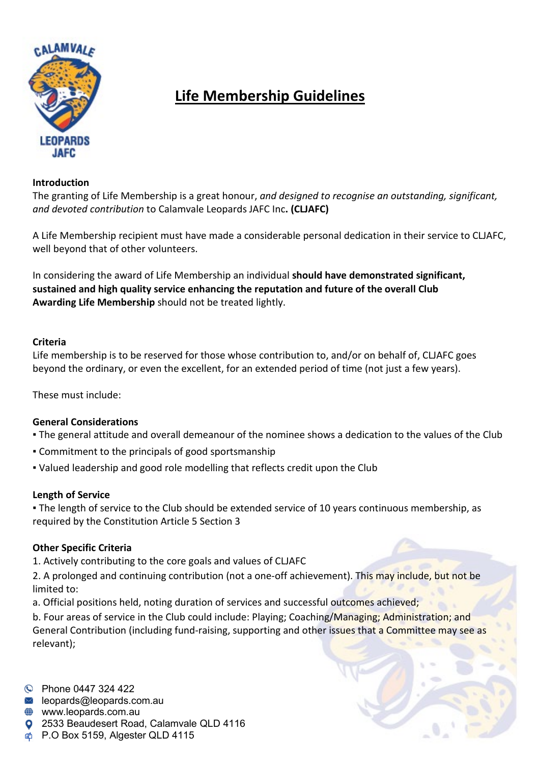# Life Membership Guidelines

**Introduction**

The granting of Life Membership is a great honour, *and designed to recognise an outstanding, significant, and devoted contribution* to Calamvale Leopards JAFC Inc**. (CLJAFC)**

A Life Membership recipient must have made a considerable personal dedication in their service to CLJAFC, well beyond that of other volunteers.

In considering the award of Life Membership an individual **should have demonstrated significant, sustained and high quality service enhancing the reputation and future of the overall Club Awarding Life Membership** should not be treated lightly.

**Criteria**

Life membership is to be reserved for those whose contribution to, and/or on behalf of, CLJAFC goes beyond the ordinary, or even the excellent, for an extended period of time (not just a few years).

These must include:

**General Considerations**

- The general attitude and overall demeanour of the nominee shows a dedication to the values of the Club
- Commitment to the principals of good sportsmanship
- Valued leadership and good role modelling that reflects credit upon the Club

**Length of Service**

- The length of service to the Club should be extended service of 10 years continuous membership, as required by the Constitution Article 5 Section 3

**Other Specific Criteria**

1. Actively contributing to the core goals and values of CLJAFC
2. A prolonged and continuing contribution (not a one-off achievement). This may include, but not be limited to:
   a. Official positions held, noting duration of services and successful outcomes achieved;
   b. Four areas of service in the Club could include: Playing; Coaching/Managing; Administration; and General Contribution (including fund-raising, supporting and other issues that a Committee may see as relevant);

Phone 0447 324 422
leopards@leopards.com.au
www.leopards.com.au
2533 Beaudesert Road, Calamvale QLD 4116
P.O Box 5159, Algester QLD 4115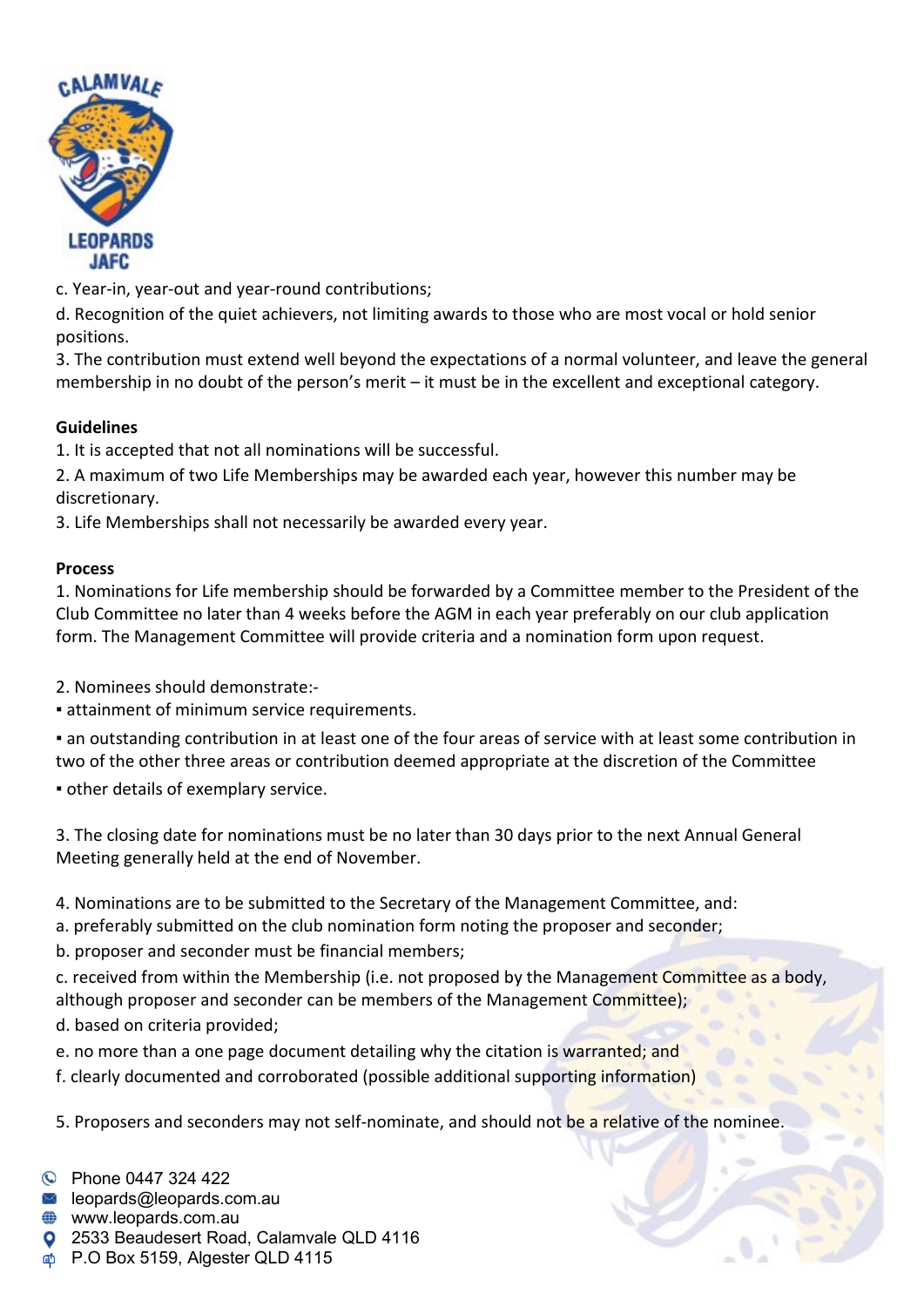c. Year-in, year-out and year-round contributions;

d. Recognition of the quiet achievers, not limiting awards to those who are most vocal or hold senior positions.

3. The contribution must extend well beyond the expectations of a normal volunteer, and leave the general membership in no doubt of the person's merit – it must be in the excellent and exceptional category.

**Guidelines**

1. It is accepted that not all nominations will be successful.
2. A maximum of two Life Memberships may be awarded each year, however this number may be discretionary.
3. Life Memberships shall not necessarily be awarded every year.

**Process**

1. Nominations for Life membership should be forwarded by a Committee member to the President of the Club Committee no later than 4 weeks before the AGM in each year preferably on our club application form. The Management Committee will provide criteria and a nomination form upon request.

2. Nominees should demonstrate:-

▪ attainment of minimum service requirements.

▪ an outstanding contribution in at least one of the four areas of service with at least some contribution in two of the other three areas or contribution deemed appropriate at the discretion of the Committee

▪ other details of exemplary service.

3. The closing date for nominations must be no later than 30 days prior to the next Annual General Meeting generally held at the end of November.

4. Nominations are to be submitted to the Secretary of the Management Committee, and:

a. preferably submitted on the club nomination form noting the proposer and seconder;

b. proposer and seconder must be financial members;

c. received from within the Membership (i.e. not proposed by the Management Committee as a body, although proposer and seconder can be members of the Management Committee);

d. based on criteria provided;

e. no more than a one page document detailing why the citation is warranted; and

f. clearly documented and corroborated (possible additional supporting information)

5. Proposers and seconders may not self-nominate, and should not be a relative of the nominee.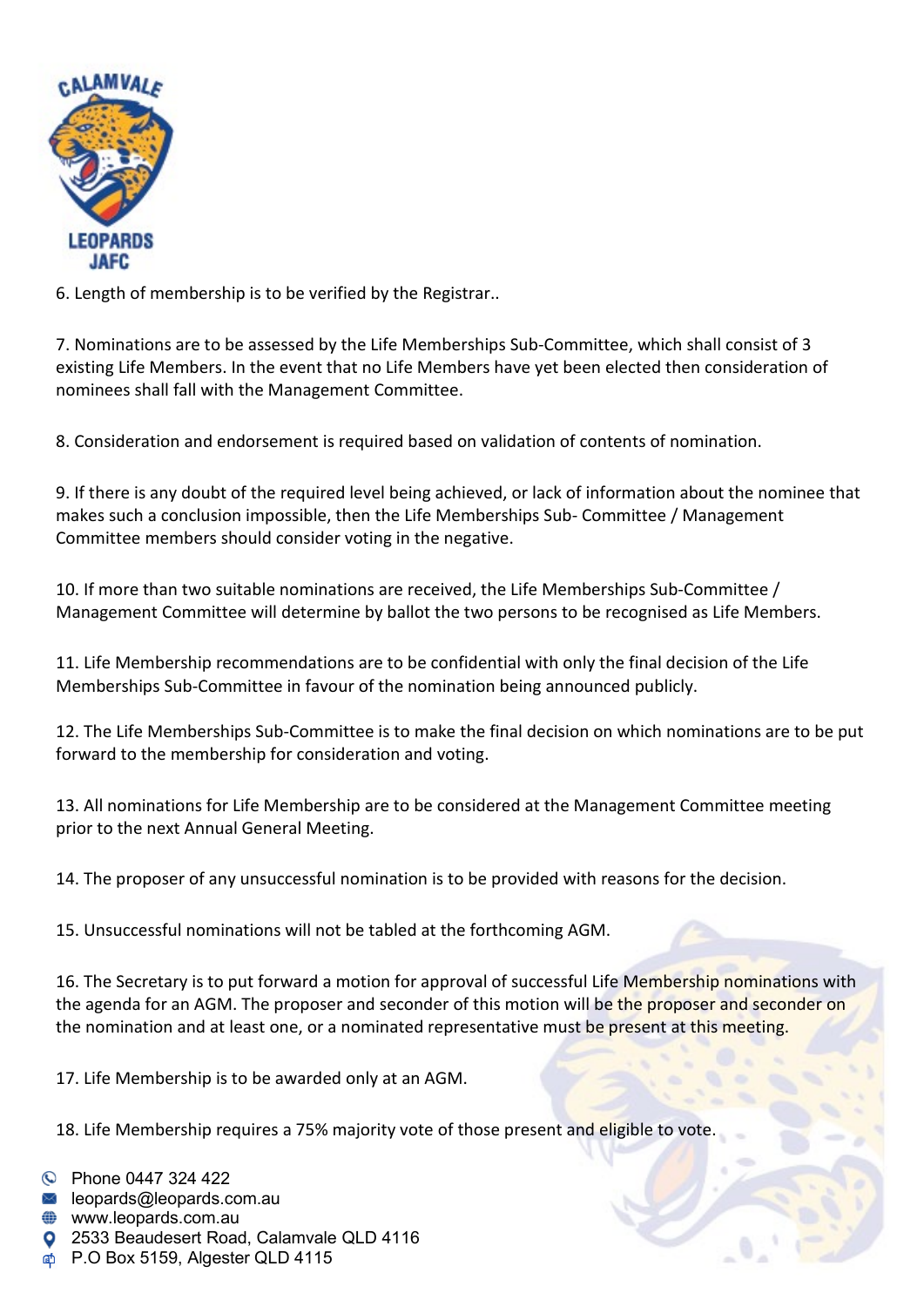6. Length of membership is to be verified by the Registrar..

7. Nominations are to be assessed by the Life Memberships Sub-Committee, which shall consist of 3 existing Life Members. In the event that no Life Members have yet been elected then consideration of nominees shall fall with the Management Committee.

8. Consideration and endorsement is required based on validation of contents of nomination.

9. If there is any doubt of the required level being achieved, or lack of information about the nominee that makes such a conclusion impossible, then the Life Memberships Sub- Committee / Management Committee members should consider voting in the negative.

10. If more than two suitable nominations are received, the Life Memberships Sub-Committee / Management Committee will determine by ballot the two persons to be recognised as Life Members.

11. Life Membership recommendations are to be confidential with only the final decision of the Life Memberships Sub-Committee in favour of the nomination being announced publicly.

12. The Life Memberships Sub-Committee is to make the final decision on which nominations are to be put forward to the membership for consideration and voting.

13. All nominations for Life Membership are to be considered at the Management Committee meeting prior to the next Annual General Meeting.

14. The proposer of any unsuccessful nomination is to be provided with reasons for the decision.

15. Unsuccessful nominations will not be tabled at the forthcoming AGM.

16. The Secretary is to put forward a motion for approval of successful Life Membership nominations with the agenda for an AGM. The proposer and seconder of this motion will be the proposer and seconder on the nomination and at least one, or a nominated representative must be present at this meeting.

17. Life Membership is to be awarded only at an AGM.

18. Life Membership requires a 75% majority vote of those present and eligible to vote.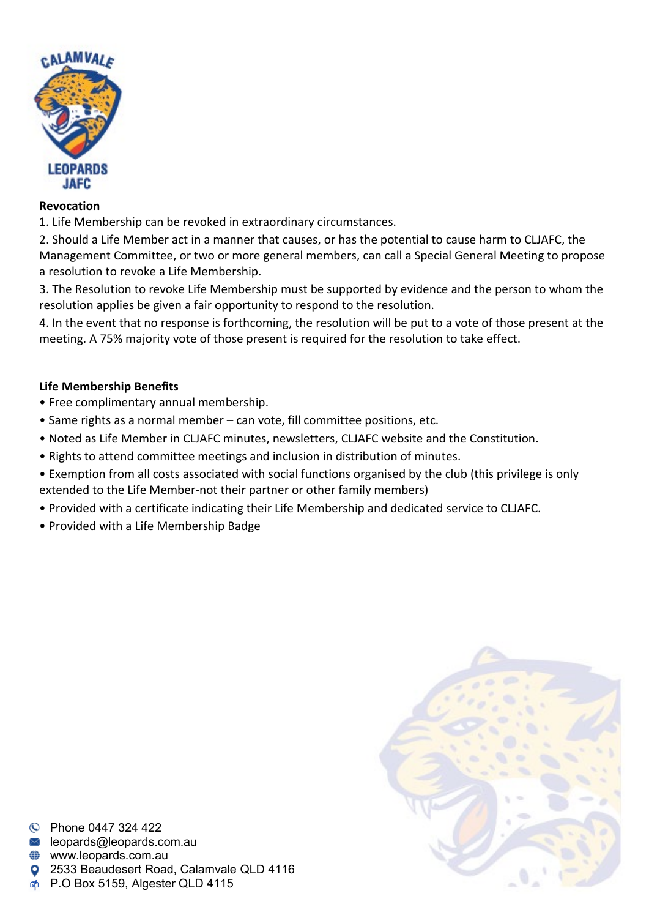**Revocation**

1. Life Membership can be revoked in extraordinary circumstances.
2. Should a Life Member act in a manner that causes, or has the potential to cause harm to CLJAFC, the Management Committee, or two or more general members, can call a Special General Meeting to propose a resolution to revoke a Life Membership.
3. The Resolution to revoke Life Membership must be supported by evidence and the person to whom the resolution applies be given a fair opportunity to respond to the resolution.
4. In the event that no response is forthcoming, the resolution will be put to a vote of those present at the meeting. A 75% majority vote of those present is required for the resolution to take effect.

**Life Membership Benefits**

- Free complimentary annual membership.
- Same rights as a normal member – can vote, fill committee positions, etc.
- Noted as Life Member in CLJAFC minutes, newsletters, CLJAFC website and the Constitution.
- Rights to attend committee meetings and inclusion in distribution of minutes.
- Exemption from all costs associated with social functions organised by the club (this privilege is only extended to the Life Member-not their partner or other family members)
- Provided with a certificate indicating their Life Membership and dedicated service to CLJAFC.
- Provided with a Life Membership Badge

Phone 0447 324 422
leopards@leopards.com.au
www.leopards.com.au
2533 Beaudesert Road, Calamvale QLD 4116
P.O Box 5159, Algester QLD 4115